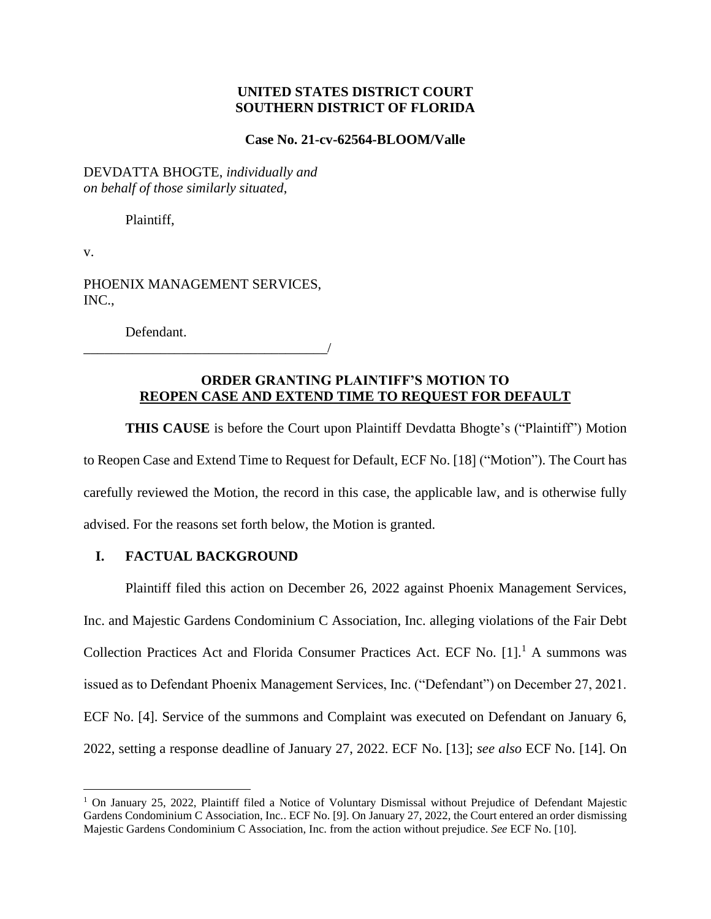**UNITED STATES DISTRICT COURT**
**SOUTHERN DISTRICT OF FLORIDA**

**Case No. 21-cv-62564-BLOOM/Valle**

DEVDATTA BHOGTE, *individually and on behalf of those similarly situated*,

Plaintiff,

v.

PHOENIX MANAGEMENT SERVICES, INC.,

Defendant.
\_\_\_\_\_\_\_\_\_\_\_\_\_\_\_\_\_\_\_\_\_\_\_\_\_\_\_\_\_\_\_\_\_\_\_\_/

**ORDER GRANTING PLAINTIFF'S MOTION TO <u>REOPEN CASE AND EXTEND TIME TO REQUEST FOR DEFAULT</u>**

**THIS CAUSE** is before the Court upon Plaintiff Devdatta Bhogte's ("Plaintiff") Motion to Reopen Case and Extend Time to Request for Default, ECF No. [18] ("Motion"). The Court has carefully reviewed the Motion, the record in this case, the applicable law, and is otherwise fully advised. For the reasons set forth below, the Motion is granted.

## I. FACTUAL BACKGROUND

Plaintiff filed this action on December 26, 2022 against Phoenix Management Services, Inc. and Majestic Gardens Condominium C Association, Inc. alleging violations of the Fair Debt Collection Practices Act and Florida Consumer Practices Act. ECF No. [1].[1] A summons was issued as to Defendant Phoenix Management Services, Inc. ("Defendant") on December 27, 2021. ECF No. [4]. Service of the summons and Complaint was executed on Defendant on January 6, 2022, setting a response deadline of January 27, 2022. ECF No. [13]; *see also* ECF No. [14]. On

[1] On January 25, 2022, Plaintiff filed a Notice of Voluntary Dismissal without Prejudice of Defendant Majestic Gardens Condominium C Association, Inc.. ECF No. [9]. On January 27, 2022, the Court entered an order dismissing Majestic Gardens Condominium C Association, Inc. from the action without prejudice. *See* ECF No. [10].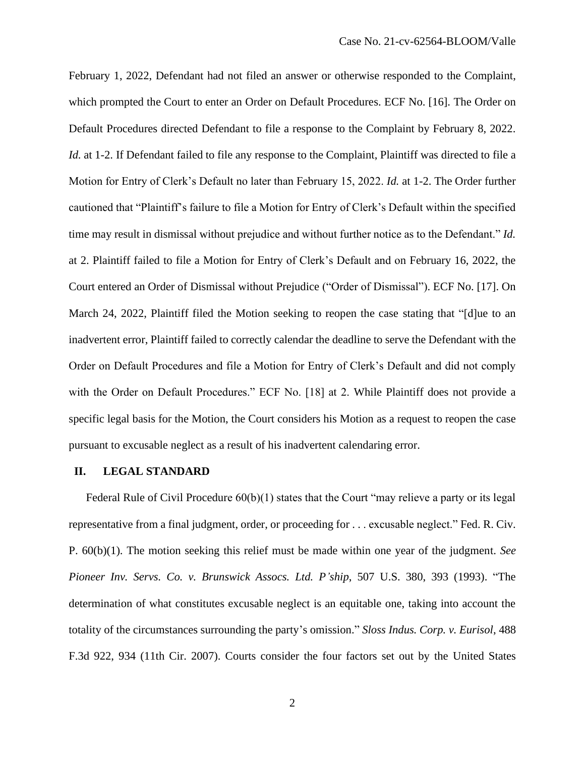February 1, 2022, Defendant had not filed an answer or otherwise responded to the Complaint, which prompted the Court to enter an Order on Default Procedures. ECF No. [16]. The Order on Default Procedures directed Defendant to file a response to the Complaint by February 8, 2022. *Id.* at 1-2. If Defendant failed to file any response to the Complaint, Plaintiff was directed to file a Motion for Entry of Clerk's Default no later than February 15, 2022. *Id.* at 1-2. The Order further cautioned that "Plaintiff's failure to file a Motion for Entry of Clerk's Default within the specified time may result in dismissal without prejudice and without further notice as to the Defendant." *Id.* at 2. Plaintiff failed to file a Motion for Entry of Clerk's Default and on February 16, 2022, the Court entered an Order of Dismissal without Prejudice ("Order of Dismissal"). ECF No. [17]. On March 24, 2022, Plaintiff filed the Motion seeking to reopen the case stating that "[d]ue to an inadvertent error, Plaintiff failed to correctly calendar the deadline to serve the Defendant with the Order on Default Procedures and file a Motion for Entry of Clerk's Default and did not comply with the Order on Default Procedures." ECF No. [18] at 2. While Plaintiff does not provide a specific legal basis for the Motion, the Court considers his Motion as a request to reopen the case pursuant to excusable neglect as a result of his inadvertent calendaring error.

## II. LEGAL STANDARD

Federal Rule of Civil Procedure 60(b)(1) states that the Court "may relieve a party or its legal representative from a final judgment, order, or proceeding for . . . excusable neglect." Fed. R. Civ. P. 60(b)(1). The motion seeking this relief must be made within one year of the judgment. *See Pioneer Inv. Servs. Co. v. Brunswick Assocs. Ltd. P'ship*, 507 U.S. 380, 393 (1993). "The determination of what constitutes excusable neglect is an equitable one, taking into account the totality of the circumstances surrounding the party's omission." *Sloss Indus. Corp. v. Eurisol*, 488 F.3d 922, 934 (11th Cir. 2007). Courts consider the four factors set out by the United States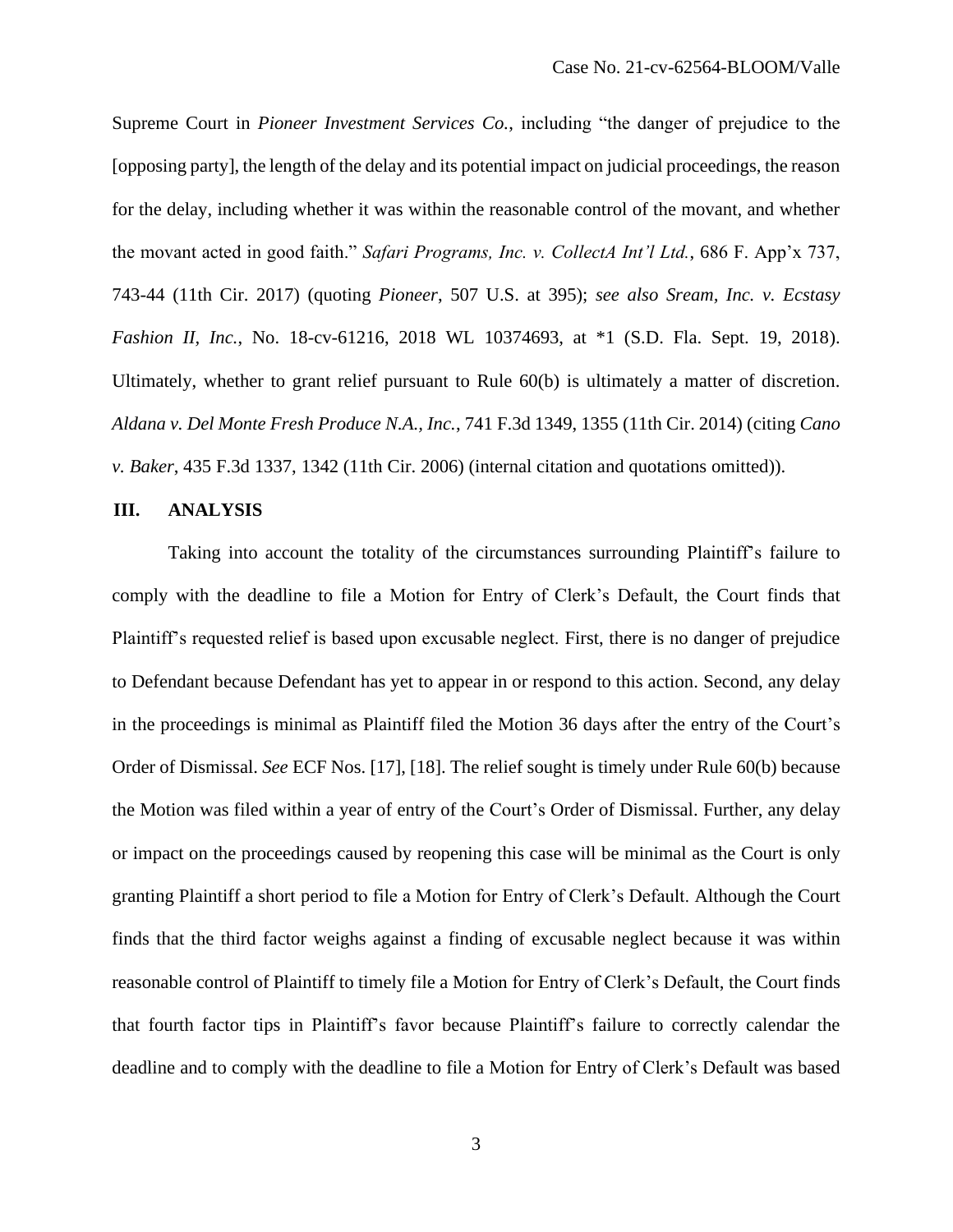Supreme Court in *Pioneer Investment Services Co.*, including "the danger of prejudice to the [opposing party], the length of the delay and its potential impact on judicial proceedings, the reason for the delay, including whether it was within the reasonable control of the movant, and whether the movant acted in good faith." *Safari Programs, Inc. v. CollectA Int'l Ltd.*, 686 F. App'x 737, 743-44 (11th Cir. 2017) (quoting *Pioneer*, 507 U.S. at 395); *see also Sream, Inc. v. Ecstasy Fashion II, Inc.*, No. 18-cv-61216, 2018 WL 10374693, at *1 (S.D. Fla. Sept. 19, 2018). Ultimately, whether to grant relief pursuant to Rule 60(b) is ultimately a matter of discretion. *Aldana v. Del Monte Fresh Produce N.A., Inc.*, 741 F.3d 1349, 1355 (11th Cir. 2014) (citing *Cano v. Baker*, 435 F.3d 1337, 1342 (11th Cir. 2006) (internal citation and quotations omitted)).

## III. ANALYSIS

Taking into account the totality of the circumstances surrounding Plaintiff's failure to comply with the deadline to file a Motion for Entry of Clerk's Default, the Court finds that Plaintiff's requested relief is based upon excusable neglect. First, there is no danger of prejudice to Defendant because Defendant has yet to appear in or respond to this action. Second, any delay in the proceedings is minimal as Plaintiff filed the Motion 36 days after the entry of the Court's Order of Dismissal. *See* ECF Nos. [17], [18]. The relief sought is timely under Rule 60(b) because the Motion was filed within a year of entry of the Court's Order of Dismissal. Further, any delay or impact on the proceedings caused by reopening this case will be minimal as the Court is only granting Plaintiff a short period to file a Motion for Entry of Clerk's Default. Although the Court finds that the third factor weighs against a finding of excusable neglect because it was within reasonable control of Plaintiff to timely file a Motion for Entry of Clerk's Default, the Court finds that fourth factor tips in Plaintiff's favor because Plaintiff's failure to correctly calendar the deadline and to comply with the deadline to file a Motion for Entry of Clerk's Default was based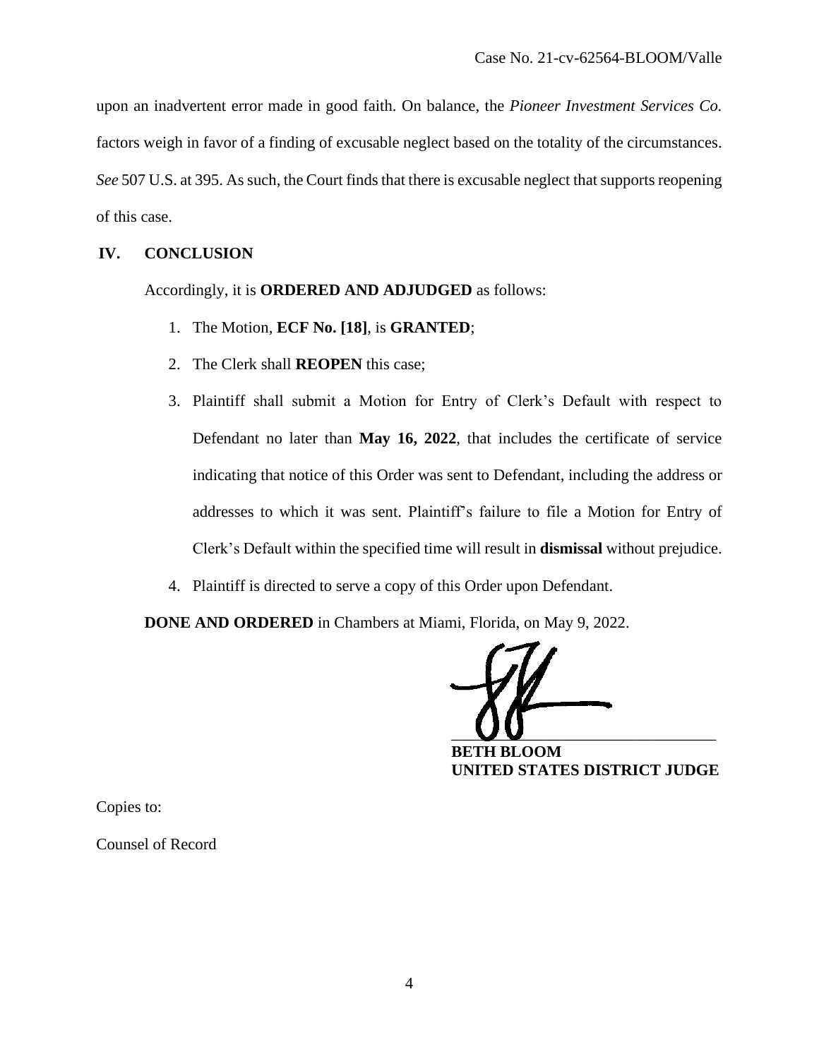upon an inadvertent error made in good faith. On balance, the *Pioneer Investment Services Co.* factors weigh in favor of a finding of excusable neglect based on the totality of the circumstances. *See* 507 U.S. at 395. As such, the Court finds that there is excusable neglect that supports reopening of this case.

## IV. CONCLUSION

Accordingly, it is **ORDERED AND ADJUDGED** as follows:

1. The Motion, **ECF No. [18]**, is **GRANTED**;
2. The Clerk shall **REOPEN** this case;
3. Plaintiff shall submit a Motion for Entry of Clerk's Default with respect to Defendant no later than **May 16, 2022**, that includes the certificate of service indicating that notice of this Order was sent to Defendant, including the address or addresses to which it was sent. Plaintiff's failure to file a Motion for Entry of Clerk's Default within the specified time will result in **dismissal** without prejudice.
4. Plaintiff is directed to serve a copy of this Order upon Defendant.

**DONE AND ORDERED** in Chambers at Miami, Florida, on May 9, 2022.

**BETH BLOOM**
**UNITED STATES DISTRICT JUDGE**

Copies to:

Counsel of Record